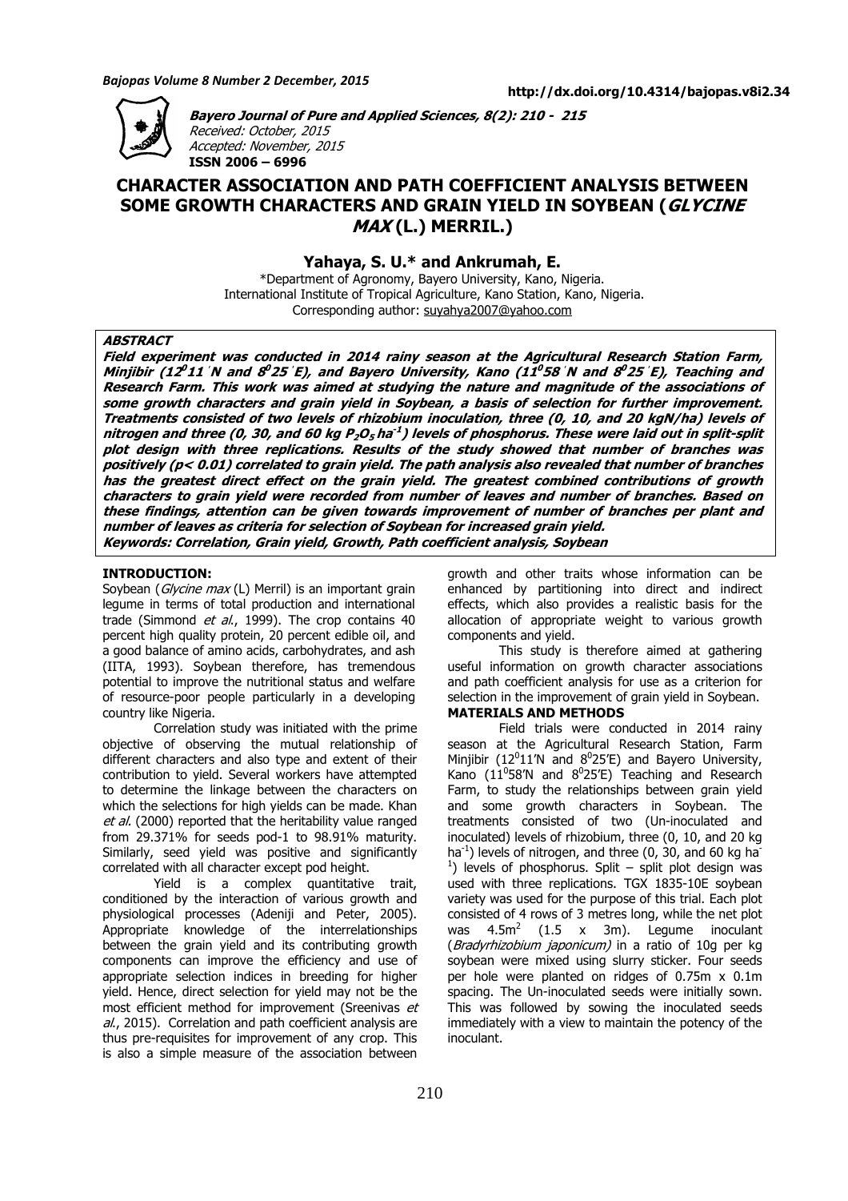Received: October, 2015
Accepted: November, 2015
ISSN 2006 – 6996

# CHARACTER ASSOCIATION AND PATH COEFFICIENT ANALYSIS BETWEEN SOME GROWTH CHARACTERS AND GRAIN YIELD IN SOYBEAN (*GLYCINE MAX* (L.) MERRIL.)

**Yahaya, S. U.* and Ankrumah, E.**

*Department of Agronomy, Bayero University, Kano, Nigeria.
International Institute of Tropical Agriculture, Kano Station, Kano, Nigeria.
Corresponding author: suyahya2007@yahoo.com

## ABSTRACT

***Field experiment was conducted in 2014 rainy season at the Agricultural Research Station Farm, Minjibir ($12^0 11'$N and $8^0 25'$E), and Bayero University, Kano ($11^0 58'$N and $8^0 25'$E), Teaching and Research Farm. This work was aimed at studying the nature and magnitude of the associations of some growth characters and grain yield in Soybean, a basis of selection for further improvement. Treatments consisted of two levels of rhizobium inoculation, three (0, 10, and 20 kgN/ha) levels of nitrogen and three (0, 30, and 60 kg $P_2O_5$ ha$^{-1}$) levels of phosphorus. These were laid out in split-split plot design with three replications. Results of the study showed that number of branches was positively ($p< 0.01$) correlated to grain yield. The path analysis also revealed that number of branches has the greatest direct effect on the grain yield. The greatest combined contributions of growth characters to grain yield were recorded from number of leaves and number of branches. Based on these findings, attention can be given towards improvement of number of branches per plant and number of leaves as criteria for selection of Soybean for increased grain yield.***

***Keywords: Correlation, Grain yield, Growth, Path coefficient analysis, Soybean***

## INTRODUCTION:

Soybean (*Glycine max* (L) Merril) is an important grain legume in terms of total production and international trade (Simmond *et al.*, 1999). The crop contains 40 percent high quality protein, 20 percent edible oil, and a good balance of amino acids, carbohydrates, and ash (IITA, 1993). Soybean therefore, has tremendous potential to improve the nutritional status and welfare of resource-poor people particularly in a developing country like Nigeria.

Correlation study was initiated with the prime objective of observing the mutual relationship of different characters and also type and extent of their contribution to yield. Several workers have attempted to determine the linkage between the characters on which the selections for high yields can be made. Khan *et al.* (2000) reported that the heritability value ranged from 29.371% for seeds pod-1 to 98.91% maturity. Similarly, seed yield was positive and significantly correlated with all character except pod height.

Yield is a complex quantitative trait, conditioned by the interaction of various growth and physiological processes (Adeniji and Peter, 2005). Appropriate knowledge of the interrelationships between the grain yield and its contributing growth components can improve the efficiency and use of appropriate selection indices in breeding for higher yield. Hence, direct selection for yield may not be the most efficient method for improvement (Sreenivas *et al.*, 2015). Correlation and path coefficient analysis are thus pre-requisites for improvement of any crop. This is also a simple measure of the association between growth and other traits whose information can be enhanced by partitioning into direct and indirect effects, which also provides a realistic basis for the allocation of appropriate weight to various growth components and yield.

This study is therefore aimed at gathering useful information on growth character associations and path coefficient analysis for use as a criterion for selection in the improvement of grain yield in Soybean.

## MATERIALS AND METHODS

Field trials were conducted in 2014 rainy season at the Agricultural Research Station, Farm Minjibir ($12^0 11'$N and $8^0 25'$E) and Bayero University, Kano ($11^0 58'$N and $8^0 25'$E) Teaching and Research Farm, to study the relationships between grain yield and some growth characters in Soybean. The treatments consisted of two (Un-inoculated and inoculated) levels of rhizobium, three (0, 10, and 20 kg ha$^{-1}$) levels of nitrogen, and three (0, 30, and 60 kg ha$^{-1}$) levels of phosphorus. Split – split plot design was used with three replications. TGX 1835-10E soybean variety was used for the purpose of this trial. Each plot consisted of 4 rows of 3 metres long, while the net plot was 4.5m$^2$ (1.5 x 3m). Legume inoculant (*Bradyrhizobium japonicum)* in a ratio of 10g per kg soybean were mixed using slurry sticker. Four seeds per hole were planted on ridges of 0.75m x 0.1m spacing. The Un-inoculated seeds were initially sown. This was followed by sowing the inoculated seeds immediately with a view to maintain the potency of the inoculant.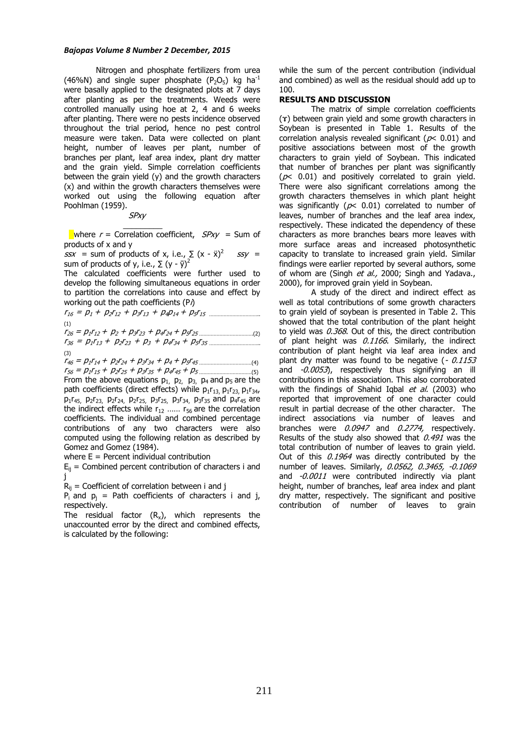Nitrogen and phosphate fertilizers from urea (46%N) and single super phosphate ($P_2O_5$) kg $ha^{-1}$ were basally applied to the designated plots at 7 days after planting as per the treatments. Weeds were controlled manually using hoe at 2, 4 and 6 weeks after planting. There were no pests incidence observed throughout the trial period, hence no pest control measure were taken. Data were collected on plant height, number of leaves per plant, number of branches per plant, leaf area index, plant dry matter and the grain yield. Simple correlation coefficients between the grain yield (y) and the growth characters (x) and within the growth characters themselves were worked out using the following equation after Poohlman (1959).

$$\frac{SPxy}{\qquad}$$

where $r$ = Correlation coefficient, $SPxy$ = Sum of products of x and y

$ssx$ = sum of products of x, i.e., $\sum (x - \bar{x})^2$ $ssy$ = sum of products of y, i.e., $\sum (y - \bar{y})^2$

The calculated coefficients were further used to develop the following simultaneous equations in order to partition the correlations into cause and effect by working out the path coefficients ($Pi$)

$$r_{16} = p_1 + p_2r_{12} + p_3r_{13} + p_4p_{14} + p_5r_{15} \quad (1)$$

$$r_{26} = p_1r_{12} + p_2 + p_3r_{23} + p_4r_{24} + p_5r_{25} \quad (2)$$

$$r_{36} = p_1r_{13} + p_2r_{23} + p_3 + p_4r_{34} + p_5r_{35} \quad (3)$$

$$r_{46} = p_1r_{14} + p_2r_{24} + p_3r_{34} + p_4 + p_5r_{45} \quad (4)$$

$$r_{56} = p_1r_{15} + p_2r_{25} + p_3r_{35} + p_4r_{45} + p_5 \quad (5)$$

From the above equations $p_1$, $p_2$, $p_3$, $p_4$ and $p_5$ are the path coefficients (direct effects) while $p_1r_{13}$, $p_1r_{23}$, $p_1r_{34}$, $p_1r_{45}$, $p_2r_{23}$, $p_2r_{24}$, $p_2r_{25}$, $p_3r_{25}$, $p_3r_{34}$, $p_3r_{35}$ and $p_4r_{45}$ are the indirect effects while $r_{12}$ …… $r_{56}$ are the correlation coefficients. The individual and combined percentage contributions of any two characters were also computed using the following relation as described by Gomez and Gomez (1984).

where E = Percent individual contribution

$E_{ij}$ = Combined percent contribution of characters i and j

$R_{ij}$ = Coefficient of correlation between i and j

$P_i$ and $p_j$ = Path coefficients of characters i and j, respectively.

The residual factor ($R_x$), which represents the unaccounted error by the direct and combined effects, is calculated by the following:

while the sum of the percent contribution (individual and combined) as well as the residual should add up to 100.

## RESULTS AND DISCUSSION

The matrix of simple correlation coefficients ($r$) between grain yield and some growth characters in Soybean is presented in Table 1. Results of the correlation analysis revealed significant ($p < 0.01$) and positive associations between most of the growth characters to grain yield of Soybean. This indicated that number of branches per plant was significantly ($p < 0.01$) and positively correlated to grain yield. There were also significant correlations among the growth characters themselves in which plant height was significantly ($p < 0.01$) correlated to number of leaves, number of branches and the leaf area index, respectively. These indicated the dependency of these characters as more branches bears more leaves with more surface areas and increased photosynthetic capacity to translate to increased grain yield. Similar findings were earlier reported by several authors, some of whom are (Singh *et al.,* 2000; Singh and Yadava., 2000), for improved grain yield in Soybean.

A study of the direct and indirect effect as well as total contributions of some growth characters to grain yield of soybean is presented in Table 2. This showed that the total contribution of the plant height to yield was *0.368*. Out of this, the direct contribution of plant height was *0.1166*. Similarly, the indirect contribution of plant height via leaf area index and plant dry matter was found to be negative (*- 0.1153* and *-0.0053*), respectively thus signifying an ill contributions in this association. This also corroborated with the findings of Shahid Iqbal *et al.* (2003) who reported that improvement of one character could result in partial decrease of the other character. The indirect associations via number of leaves and branches were *0.0947* and *0.2774,* respectively. Results of the study also showed that *0.491* was the total contribution of number of leaves to grain yield. Out of this *0.1964* was directly contributed by the number of leaves. Similarly, *0.0562, 0.3465, -0.1069* and *-0.0011* were contributed indirectly via plant height, number of branches, leaf area index and plant dry matter, respectively. The significant and positive contribution of number of leaves to grain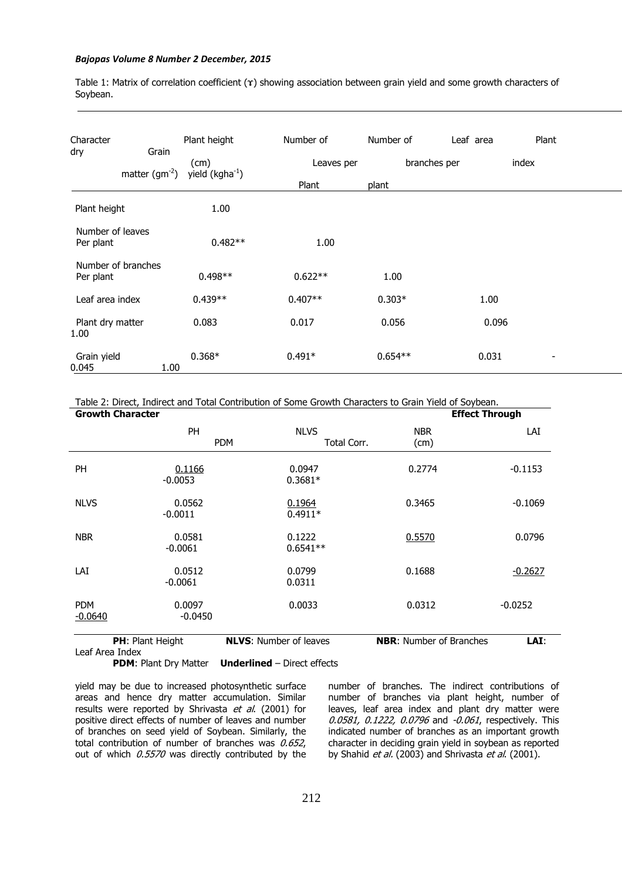Table 1: Matrix of correlation coefficient (r) showing association between grain yield and some growth characters of Soybean.

| Character | Plant height (cm) | Number of Leaves per Plant | Number of branches per plant | Leaf area index | Plant dry matter ($gm^{-2}$) | Grain yield ($kgha^{-1}$) |
|---|---|---|---|---|---|---|
| Plant height | 1.00 | | | | | |
| Number of leaves Per plant | 0.482** | 1.00 | | | | |
| Number of branches Per plant | 0.498** | 0.622** | 1.00 | | | |
| Leaf area index | 0.439** | 0.407** | 0.303* | 1.00 | | |
| Plant dry matter | 0.083 | 0.017 | 0.056 | 0.096 | 1.00 | |
| Grain yield | 0.368* | 0.491* | 0.654** | 0.031 | -0.045 | 1.00 |

Table 2: Direct, Indirect and Total Contribution of Some Growth Characters to Grain Yield of Soybean.

| Growth Character | Effect Through | | | | | |
|---|---|---|---|---|---|---|
| | PH | NLVS | NBR (cm) | LAI | PDM | Total Corr. |
| PH | 0.1166 | 0.0947 | 0.2774 | -0.1153 | -0.0053 | 0.3681* |
| NLVS | 0.0562 | 0.1964 | 0.3465 | -0.1069 | -0.0011 | 0.4911* |
| NBR | 0.0581 | 0.1222 | 0.5570 | 0.0796 | -0.0061 | 0.6541** |
| LAI | 0.0512 | 0.0799 | 0.1688 | -0.2627 | -0.0061 | 0.0311 |
| PDM | 0.0097 | 0.0033 | 0.0312 | -0.0252 | -0.0640 | -0.0450 |

**PH**: Plant Height **NLVS**: Number of leaves **NBR**: Number of Branches **LAI**: Leaf Area Index
**PDM**: Plant Dry Matter **Underlined** – Direct effects

yield may be due to increased photosynthetic surface areas and hence dry matter accumulation. Similar results were reported by Shrivasta *et al.* (2001) for positive direct effects of number of leaves and number of branches on seed yield of Soybean. Similarly, the total contribution of number of branches was *0.652*, out of which *0.5570* was directly contributed by the number of branches. The indirect contributions of number of branches via plant height, number of leaves, leaf area index and plant dry matter were *0.0581, 0.1222, 0.0796* and *-0.061*, respectively. This indicated number of branches as an important growth character in deciding grain yield in soybean as reported by Shahid *et al.* (2003) and Shrivasta *et al.* (2001).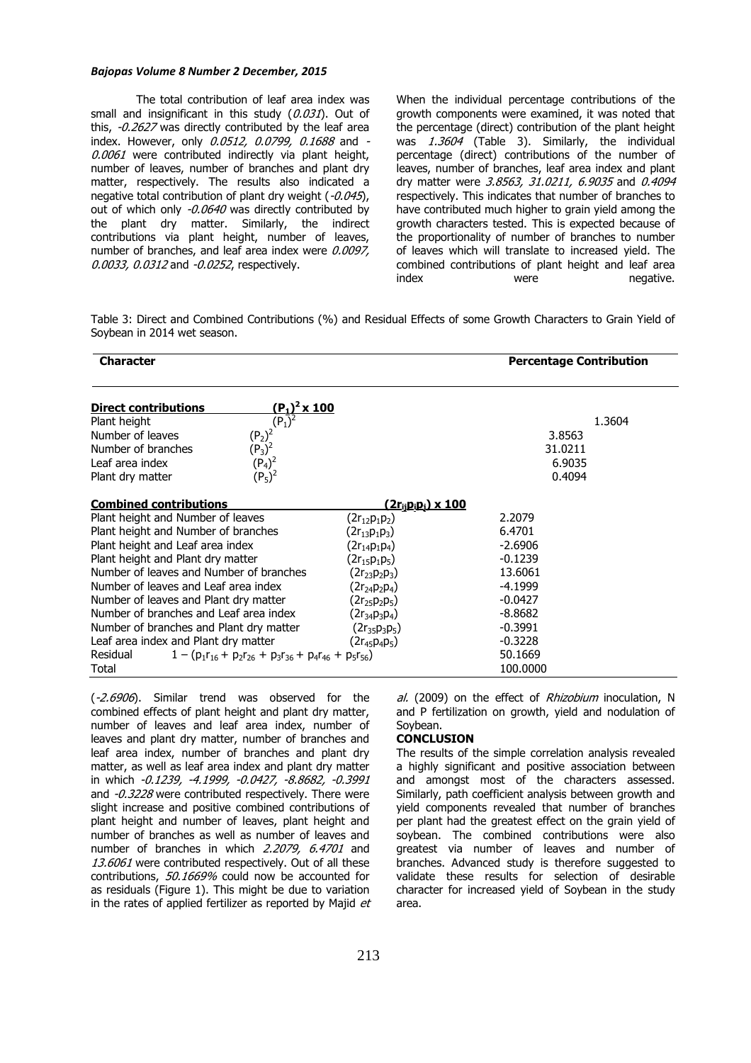The total contribution of leaf area index was small and insignificant in this study (*0.031*). Out of this, *-0.2627* was directly contributed by the leaf area index. However, only *0.0512, 0.0799, 0.1688* and *-0.0061* were contributed indirectly via plant height, number of leaves, number of branches and plant dry matter, respectively. The results also indicated a negative total contribution of plant dry weight (*-0.045*), out of which only *-0.0640* was directly contributed by the plant dry matter. Similarly, the indirect contributions via plant height, number of leaves, number of branches, and leaf area index were *0.0097, 0.0033, 0.0312* and *-0.0252*, respectively.

When the individual percentage contributions of the growth components were examined, it was noted that the percentage (direct) contribution of the plant height was *1.3604* (Table 3). Similarly, the individual percentage (direct) contributions of the number of leaves, number of branches, leaf area index and plant dry matter were *3.8563, 31.0211, 6.9035* and *0.4094* respectively. This indicates that number of branches to have contributed much higher to grain yield among the growth characters tested. This is expected because of the proportionality of number of branches to number of leaves which will translate to increased yield. The combined contributions of plant height and leaf area index were negative (*-2.6906*). Similar trend was observed for the combined effects of plant height and plant dry matter, number of leaves and leaf area index, number of leaves and plant dry matter, number of branches and leaf area index, number of branches and plant dry matter, as well as leaf area index and plant dry matter in which *-0.1239, -4.1999, -0.0427, -8.8682, -0.3991* and *-0.3228* were contributed respectively. There were slight increase and positive combined contributions of plant height and number of leaves, plant height and number of branches as well as number of leaves and number of branches in which *2.2079, 6.4701* and *13.6061* were contributed respectively. Out of all these contributions, *50.1669%* could now be accounted for as residuals (Figure 1). This might be due to variation in the rates of applied fertilizer as reported by Majid *et al.* (2009) on the effect of *Rhizobium* inoculation, N and P fertilization on growth, yield and nodulation of Soybean.

Table 3: Direct and Combined Contributions (%) and Residual Effects of some Growth Characters to Grain Yield of Soybean in 2014 wet season.

| Character | | Percentage Contribution |
|---|---|---|
| **Direct contributions** | $(P_1)^2 \times 100$ | |
| Plant height | $(P_1)^2$ | 1.3604 |
| Number of leaves | $(P_2)^2$ | 3.8563 |
| Number of branches | $(P_3)^2$ | 31.0211 |
| Leaf area index | $(P_4)^2$ | 6.9035 |
| Plant dry matter | $(P_5)^2$ | 0.4094 |
| **Combined contributions** | $(2r_{ij}p_ip_j) \times 100$ | |
| Plant height and Number of leaves | $(2r_{12}p_1p_2)$ | 2.2079 |
| Plant height and Number of branches | $(2r_{13}p_1p_3)$ | 6.4701 |
| Plant height and Leaf area index | $(2r_{14}p_1p_4)$ | -2.6906 |
| Plant height and Plant dry matter | $(2r_{15}p_1p_5)$ | -0.1239 |
| Number of leaves and Number of branches | $(2r_{23}p_2p_3)$ | 13.6061 |
| Number of leaves and Leaf area index | $(2r_{24}p_2p_4)$ | -4.1999 |
| Number of leaves and Plant dry matter | $(2r_{25}p_2p_5)$ | -0.0427 |
| Number of branches and Leaf area index | $(2r_{34}p_3p_4)$ | -8.8682 |
| Number of branches and Plant dry matter | $(2r_{35}p_3p_5)$ | -0.3991 |
| Leaf area index and Plant dry matter | $(2r_{45}p_4p_5)$ | -0.3228 |
| Residual | $1 - (p_1r_{16} + p_2r_{26} + p_3r_{36} + p_4r_{46} + p_5r_{56})$ | 50.1669 |
| Total | | 100.0000 |

## CONCLUSION

The results of the simple correlation analysis revealed a highly significant and positive association between and amongst most of the characters assessed. Similarly, path coefficient analysis between growth and yield components revealed that number of branches per plant had the greatest effect on the grain yield of soybean. The combined contributions were also greatest via number of leaves and number of branches. Advanced study is therefore suggested to validate these results for selection of desirable character for increased yield of Soybean in the study area.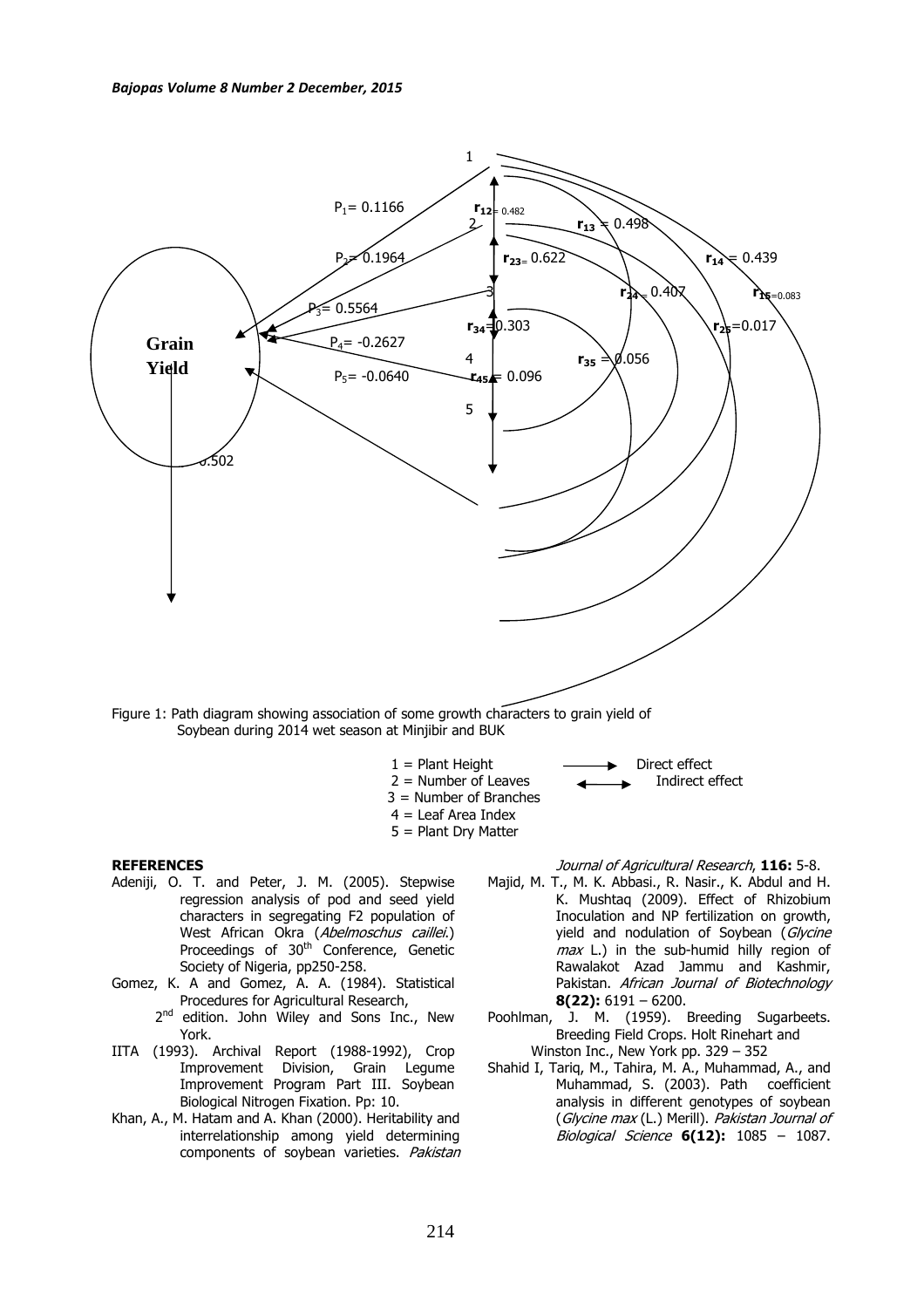Figure 1: Path diagram showing association of some growth characters to grain yield of Soybean during 2014 wet season at Minjibir and BUK

1 = Plant Height
2 = Number of Leaves
3 = Number of Branches
4 = Leaf Area Index
5 = Plant Dry Matter

→ Direct effect
↔ Indirect effect

## REFERENCES

Adeniji, O. T. and Peter, J. M. (2005). Stepwise regression analysis of pod and seed yield characters in segregating F2 population of West African Okra (*Abelmoschus caillei*.) Proceedings of 30th Conference, Genetic Society of Nigeria, pp250-258.

Gomez, K. A and Gomez, A. A. (1984). Statistical Procedures for Agricultural Research, 2nd edition. John Wiley and Sons Inc., New York.

IITA (1993). Archival Report (1988-1992), Crop Improvement Division, Grain Legume Improvement Program Part III. Soybean Biological Nitrogen Fixation. Pp: 10.

Khan, A., M. Hatam and A. Khan (2000). Heritability and interrelationship among yield determining components of soybean varieties. *Pakistan Journal of Agricultural Research*, **116:** 5-8.

Majid, M. T., M. K. Abbasi., R. Nasir., K. Abdul and H. K. Mushtaq (2009). Effect of Rhizobium Inoculation and NP fertilization on growth, yield and nodulation of Soybean (*Glycine max* L.) in the sub-humid hilly region of Rawalakot Azad Jammu and Kashmir, Pakistan. *African Journal of Biotechnology* **8(22):** 6191 – 6200.

Poohlman, J. M. (1959). Breeding Sugarbeets. Breeding Field Crops. Holt Rinehart and Winston Inc., New York pp. 329 – 352

Shahid I, Tariq, M., Tahira, M. A., Muhammad, A., and Muhammad, S. (2003). Path coefficient analysis in different genotypes of soybean (*Glycine max* (L.) Merill). *Pakistan Journal of Biological Science* **6(12):** 1085 – 1087.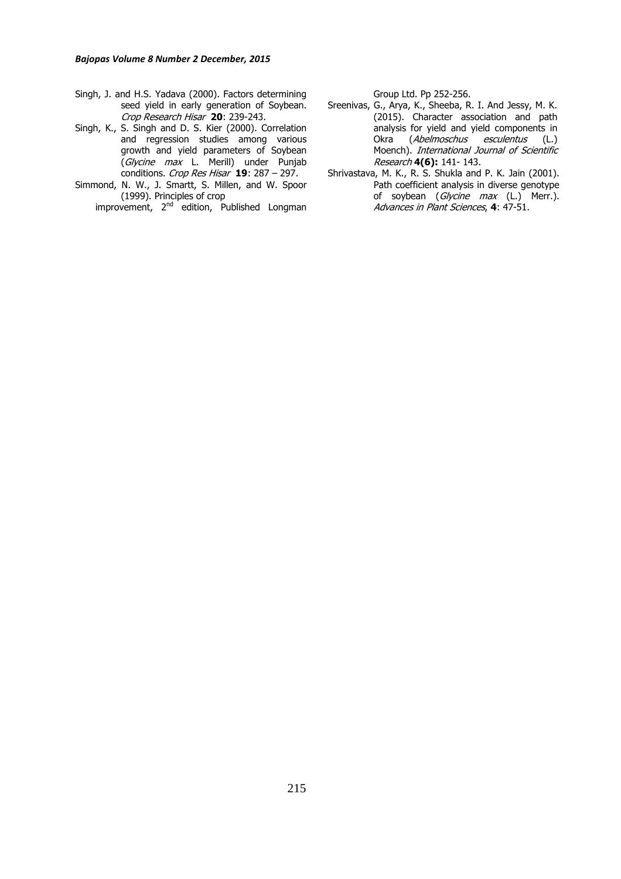Singh, J. and H.S. Yadava (2000). Factors determining seed yield in early generation of Soybean. *Crop Research Hisar* **20**: 239-243.

Singh, K., S. Singh and D. S. Kier (2000). Correlation and regression studies among various growth and yield parameters of Soybean (*Glycine max* L. Merill) under Punjab conditions. *Crop Res Hisar* **19**: 287 – 297.

Simmond, N. W., J. Smartt, S. Millen, and W. Spoor (1999). Principles of crop improvement, 2nd edition, Published Longman Group Ltd. Pp 252-256.

Sreenivas, G., Arya, K., Sheeba, R. I. And Jessy, M. K. (2015). Character association and path analysis for yield and yield components in Okra (*Abelmoschus esculentus* (L.) Moench). *International Journal of Scientific Research* **4(6):** 141- 143.

Shrivastava, M. K., R. S. Shukla and P. K. Jain (2001). Path coefficient analysis in diverse genotype of soybean (*Glycine max* (L.) Merr.). *Advances in Plant Sciences*, **4**: 47-51.